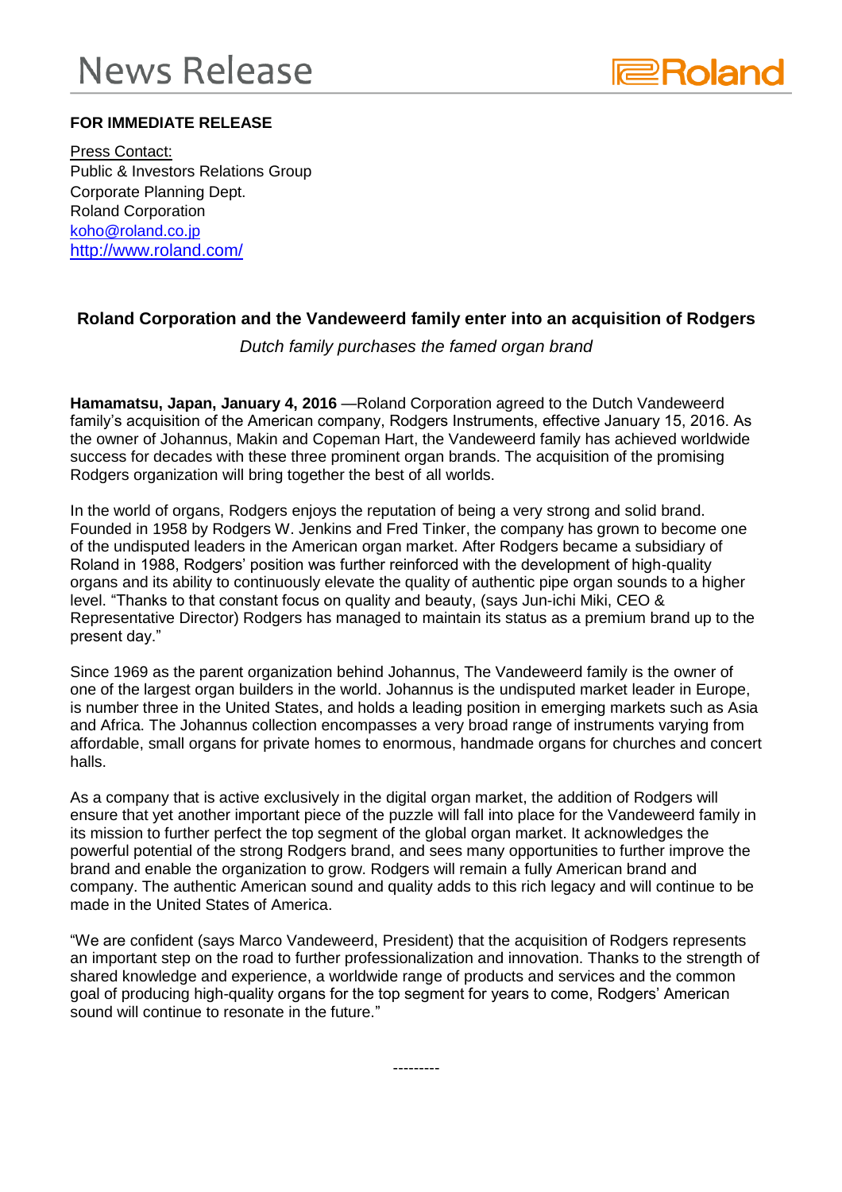# News Release

**FOR IMMEDIATE RELEASE**

Press Contact:
Public & Investors Relations Group
Corporate Planning Dept.
Roland Corporation
koho@roland.co.jp
http://www.roland.com/

## Roland Corporation and the Vandeweerd family enter into an acquisition of Rodgers

*Dutch family purchases the famed organ brand*

**Hamamatsu, Japan, January 4, 2016** —Roland Corporation agreed to the Dutch Vandeweerd family's acquisition of the American company, Rodgers Instruments, effective January 15, 2016. As the owner of Johannus, Makin and Copeman Hart, the Vandeweerd family has achieved worldwide success for decades with these three prominent organ brands. The acquisition of the promising Rodgers organization will bring together the best of all worlds.

In the world of organs, Rodgers enjoys the reputation of being a very strong and solid brand. Founded in 1958 by Rodgers W. Jenkins and Fred Tinker, the company has grown to become one of the undisputed leaders in the American organ market. After Rodgers became a subsidiary of Roland in 1988, Rodgers' position was further reinforced with the development of high-quality organs and its ability to continuously elevate the quality of authentic pipe organ sounds to a higher level. "Thanks to that constant focus on quality and beauty, (says Jun-ichi Miki, CEO & Representative Director) Rodgers has managed to maintain its status as a premium brand up to the present day."

Since 1969 as the parent organization behind Johannus, The Vandeweerd family is the owner of one of the largest organ builders in the world. Johannus is the undisputed market leader in Europe, is number three in the United States, and holds a leading position in emerging markets such as Asia and Africa. The Johannus collection encompasses a very broad range of instruments varying from affordable, small organs for private homes to enormous, handmade organs for churches and concert halls.

As a company that is active exclusively in the digital organ market, the addition of Rodgers will ensure that yet another important piece of the puzzle will fall into place for the Vandeweerd family in its mission to further perfect the top segment of the global organ market. It acknowledges the powerful potential of the strong Rodgers brand, and sees many opportunities to further improve the brand and enable the organization to grow. Rodgers will remain a fully American brand and company. The authentic American sound and quality adds to this rich legacy and will continue to be made in the United States of America.

"We are confident (says Marco Vandeweerd, President) that the acquisition of Rodgers represents an important step on the road to further professionalization and innovation. Thanks to the strength of shared knowledge and experience, a worldwide range of products and services and the common goal of producing high-quality organs for the top segment for years to come, Rodgers' American sound will continue to resonate in the future."

---------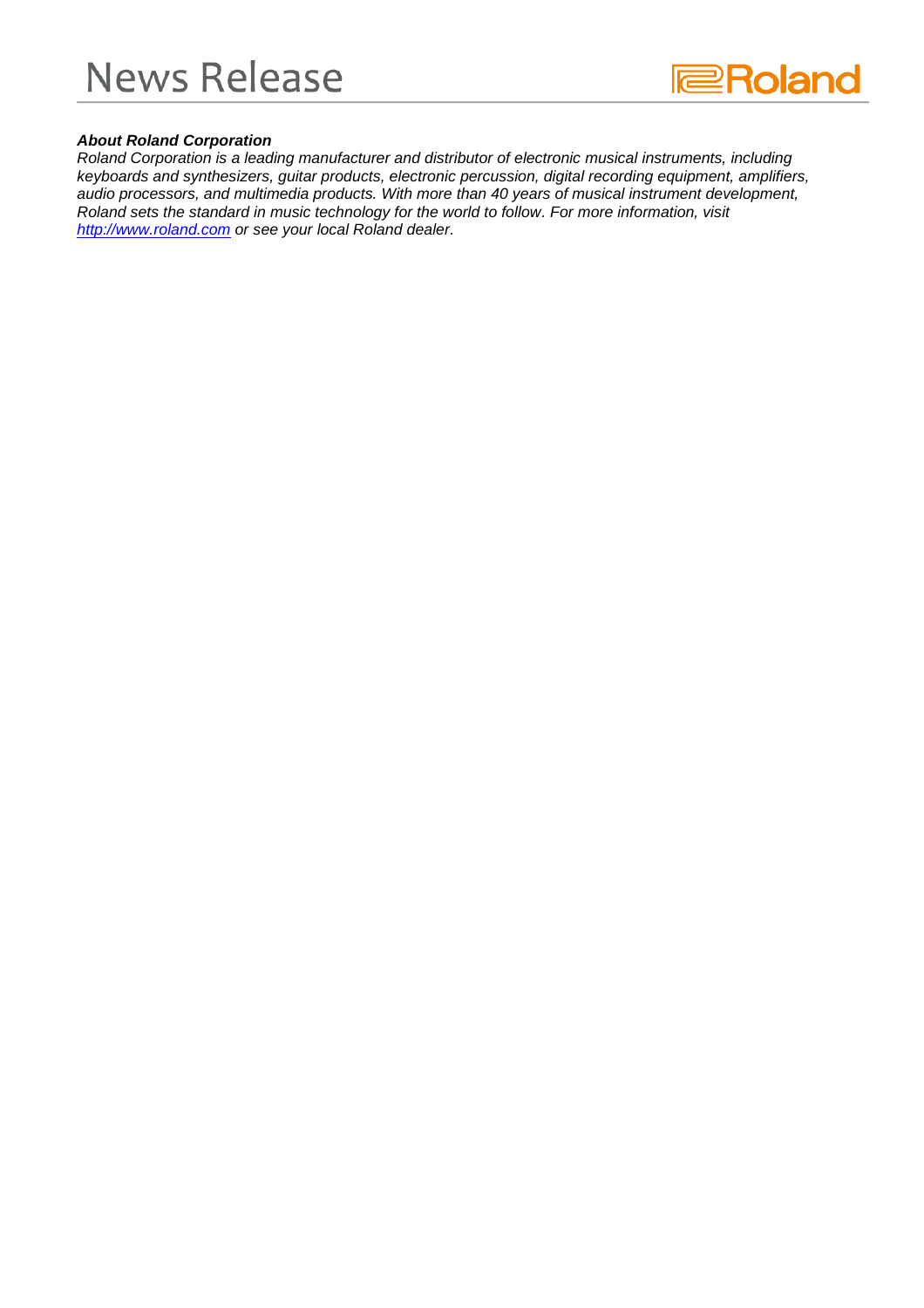***About Roland Corporation***

*Roland Corporation is a leading manufacturer and distributor of electronic musical instruments, including keyboards and synthesizers, guitar products, electronic percussion, digital recording equipment, amplifiers, audio processors, and multimedia products. With more than 40 years of musical instrument development, Roland sets the standard in music technology for the world to follow. For more information, visit [http://www.roland.com](http://www.roland.com) or see your local Roland dealer.*